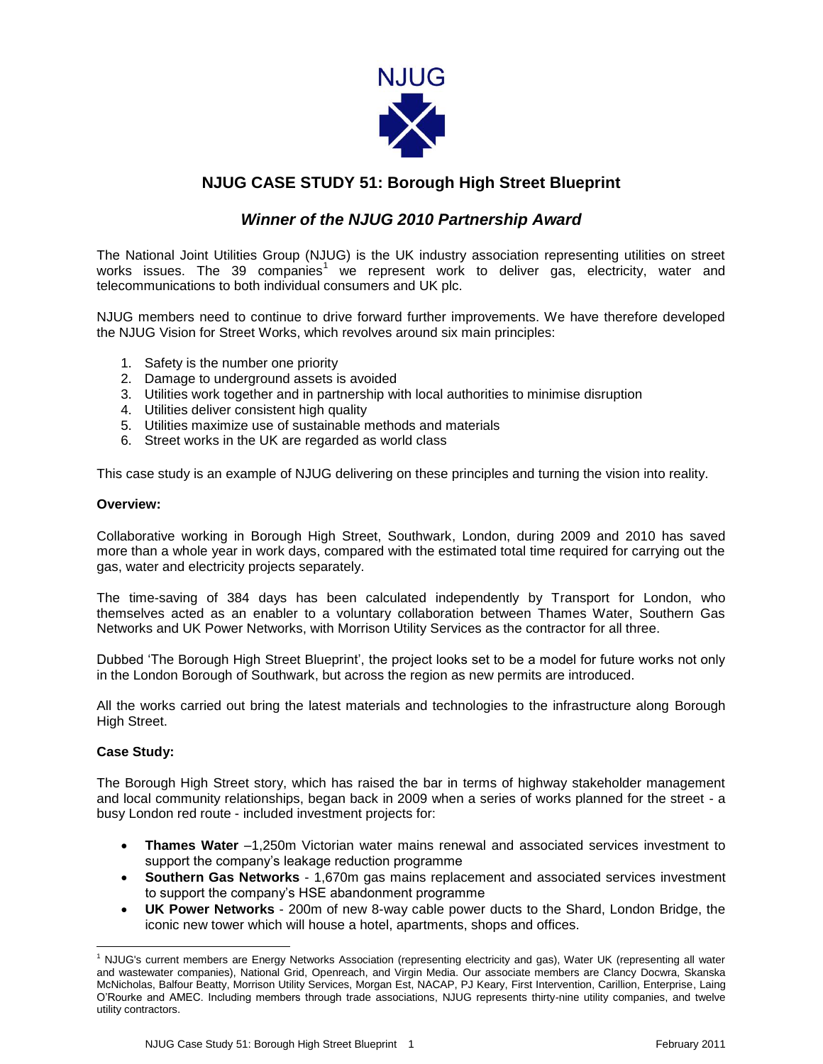NJUG

# NJUG CASE STUDY 51: Borough High Street Blueprint

## *Winner of the NJUG 2010 Partnership Award*

The National Joint Utilities Group (NJUG) is the UK industry association representing utilities on street works issues. The 39 companies[1] we represent work to deliver gas, electricity, water and telecommunications to both individual consumers and UK plc.

NJUG members need to continue to drive forward further improvements. We have therefore developed the NJUG Vision for Street Works, which revolves around six main principles:

1. Safety is the number one priority
2. Damage to underground assets is avoided
3. Utilities work together and in partnership with local authorities to minimise disruption
4. Utilities deliver consistent high quality
5. Utilities maximize use of sustainable methods and materials
6. Street works in the UK are regarded as world class

This case study is an example of NJUG delivering on these principles and turning the vision into reality.

**Overview:**

Collaborative working in Borough High Street, Southwark, London, during 2009 and 2010 has saved more than a whole year in work days, compared with the estimated total time required for carrying out the gas, water and electricity projects separately.

The time-saving of 384 days has been calculated independently by Transport for London, who themselves acted as an enabler to a voluntary collaboration between Thames Water, Southern Gas Networks and UK Power Networks, with Morrison Utility Services as the contractor for all three.

Dubbed 'The Borough High Street Blueprint', the project looks set to be a model for future works not only in the London Borough of Southwark, but across the region as new permits are introduced.

All the works carried out bring the latest materials and technologies to the infrastructure along Borough High Street.

**Case Study:**

The Borough High Street story, which has raised the bar in terms of highway stakeholder management and local community relationships, began back in 2009 when a series of works planned for the street - a busy London red route - included investment projects for:

- **Thames Water** –1,250m Victorian water mains renewal and associated services investment to support the company's leakage reduction programme
- **Southern Gas Networks** - 1,670m gas mains replacement and associated services investment to support the company's HSE abandonment programme
- **UK Power Networks** - 200m of new 8-way cable power ducts to the Shard, London Bridge, the iconic new tower which will house a hotel, apartments, shops and offices.

[1] NJUG's current members are Energy Networks Association (representing electricity and gas), Water UK (representing all water and wastewater companies), National Grid, Openreach, and Virgin Media. Our associate members are Clancy Docwra, Skanska McNicholas, Balfour Beatty, Morrison Utility Services, Morgan Est, NACAP, PJ Keary, First Intervention, Carillion, Enterprise, Laing O'Rourke and AMEC. Including members through trade associations, NJUG represents thirty-nine utility companies, and twelve utility contractors.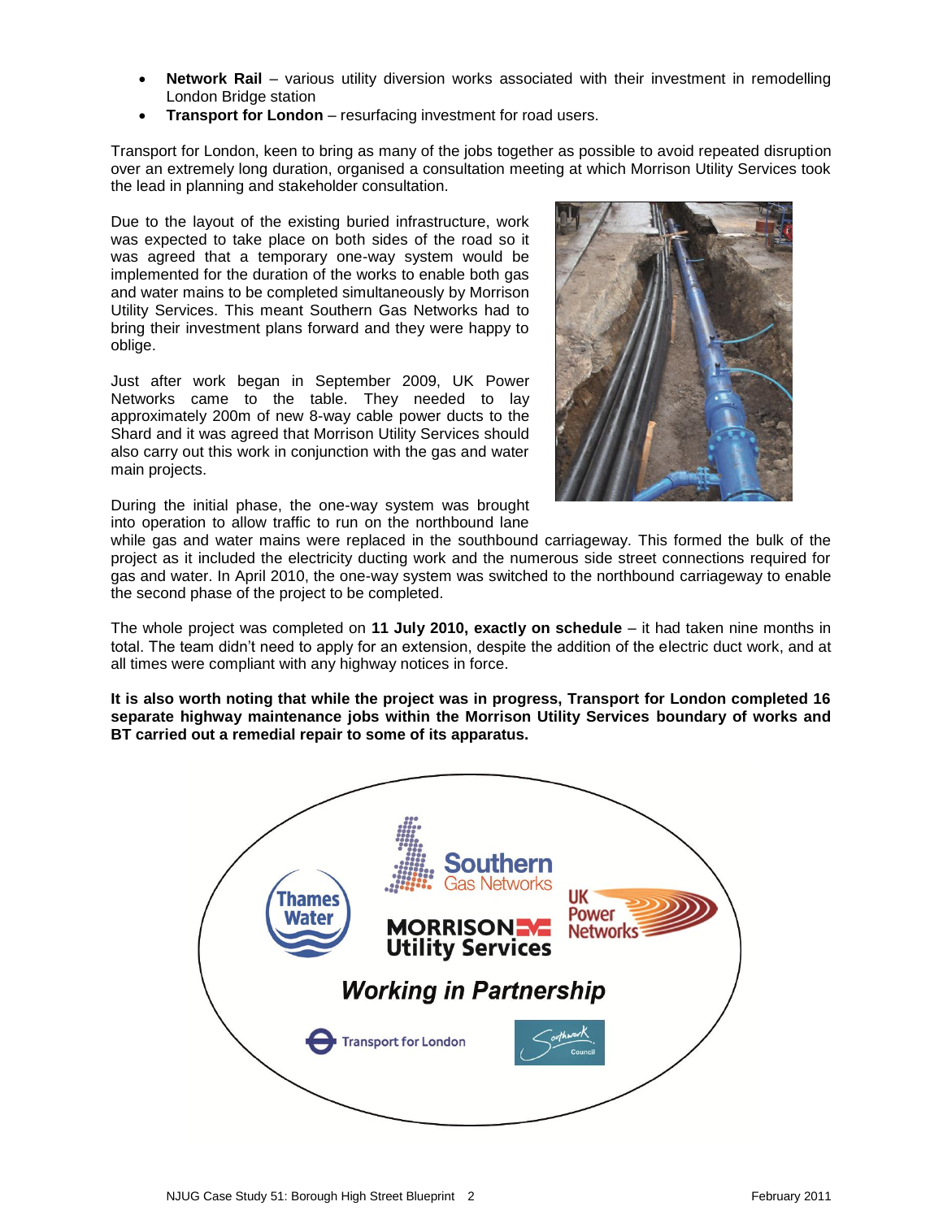- **Network Rail** – various utility diversion works associated with their investment in remodelling London Bridge station
- **Transport for London** – resurfacing investment for road users.

Transport for London, keen to bring as many of the jobs together as possible to avoid repeated disruption over an extremely long duration, organised a consultation meeting at which Morrison Utility Services took the lead in planning and stakeholder consultation.

Due to the layout of the existing buried infrastructure, work was expected to take place on both sides of the road so it was agreed that a temporary one-way system would be implemented for the duration of the works to enable both gas and water mains to be completed simultaneously by Morrison Utility Services. This meant Southern Gas Networks had to bring their investment plans forward and they were happy to oblige.

Just after work began in September 2009, UK Power Networks came to the table. They needed to lay approximately 200m of new 8-way cable power ducts to the Shard and it was agreed that Morrison Utility Services should also carry out this work in conjunction with the gas and water main projects.

During the initial phase, the one-way system was brought into operation to allow traffic to run on the northbound lane while gas and water mains were replaced in the southbound carriageway. This formed the bulk of the project as it included the electricity ducting work and the numerous side street connections required for gas and water. In April 2010, the one-way system was switched to the northbound carriageway to enable the second phase of the project to be completed.

The whole project was completed on **11 July 2010, exactly on schedule** – it had taken nine months in total. The team didn't need to apply for an extension, despite the addition of the electric duct work, and at all times were compliant with any highway notices in force.

**It is also worth noting that while the project was in progress, Transport for London completed 16 separate highway maintenance jobs within the Morrison Utility Services boundary of works and BT carried out a remedial repair to some of its apparatus.**

Southern Gas Networks
Thames Water
MORRISON Utility Services
UK Power Networks

***Working in Partnership***

Transport for London
Southwark Council